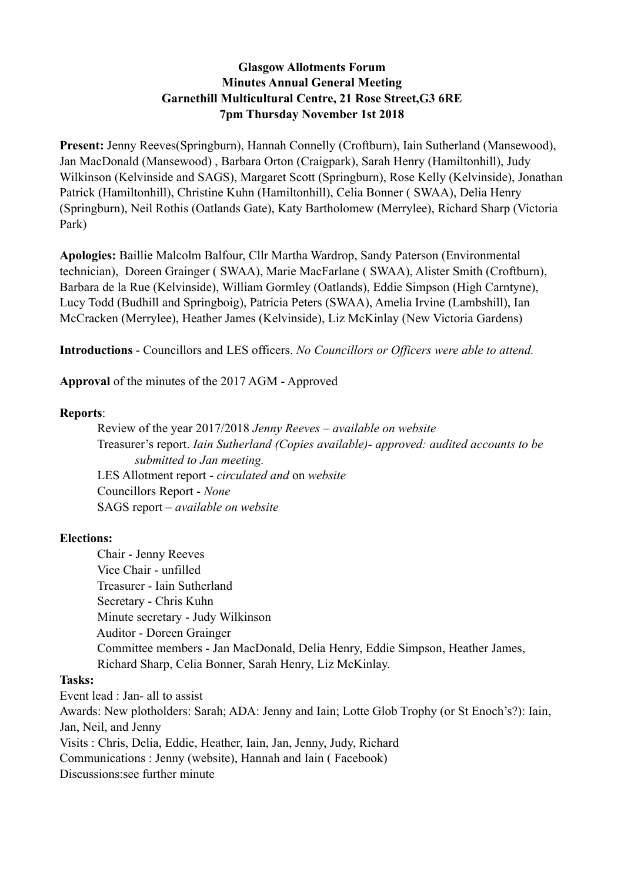**Glasgow Allotments Forum**
**Minutes Annual General Meeting**
**Garnethill Multicultural Centre, 21 Rose Street,G3 6RE**
**7pm Thursday November 1st 2018**

**Present:** Jenny Reeves(Springburn), Hannah Connelly (Croftburn), Iain Sutherland (Mansewood), Jan MacDonald (Mansewood) , Barbara Orton (Craigpark), Sarah Henry (Hamiltonhill), Judy Wilkinson (Kelvinside and SAGS), Margaret Scott (Springburn), Rose Kelly (Kelvinside), Jonathan Patrick (Hamiltonhill), Christine Kuhn (Hamiltonhill), Celia Bonner ( SWAA), Delia Henry (Springburn), Neil Rothis (Oatlands Gate), Katy Bartholomew (Merrylee), Richard Sharp (Victoria Park)

**Apologies:** Baillie Malcolm Balfour, Cllr Martha Wardrop, Sandy Paterson (Environmental technician), Doreen Grainger ( SWAA), Marie MacFarlane ( SWAA), Alister Smith (Croftburn), Barbara de la Rue (Kelvinside), William Gormley (Oatlands), Eddie Simpson (High Carntyne), Lucy Todd (Budhill and Springboig), Patricia Peters (SWAA), Amelia Irvine (Lambshill), Ian McCracken (Merrylee), Heather James (Kelvinside), Liz McKinlay (New Victoria Gardens)

**Introductions** - Councillors and LES officers. *No Councillors or Officers were able to attend.*

**Approval** of the minutes of the 2017 AGM - Approved

**Reports**:

- Review of the year 2017/2018 *Jenny Reeves – available on website*
- Treasurer's report. *Iain Sutherland (Copies available)- approved: audited accounts to be submitted to Jan meeting.*
- LES Allotment report - *circulated and* on *website*
- Councillors Report - *None*
- SAGS report – *available on website*

**Elections:**

- Chair - Jenny Reeves
- Vice Chair - unfilled
- Treasurer - Iain Sutherland
- Secretary - Chris Kuhn
- Minute secretary - Judy Wilkinson
- Auditor - Doreen Grainger
- Committee members - Jan MacDonald, Delia Henry, Eddie Simpson, Heather James, Richard Sharp, Celia Bonner, Sarah Henry, Liz McKinlay.

**Tasks:**

Event lead : Jan- all to assist

Awards: New plotholders: Sarah; ADA: Jenny and Iain; Lotte Glob Trophy (or St Enoch's?): Iain, Jan, Neil, and Jenny

Visits : Chris, Delia, Eddie, Heather, Iain, Jan, Jenny, Judy, Richard

Communications : Jenny (website), Hannah and Iain ( Facebook)

Discussions:see further minute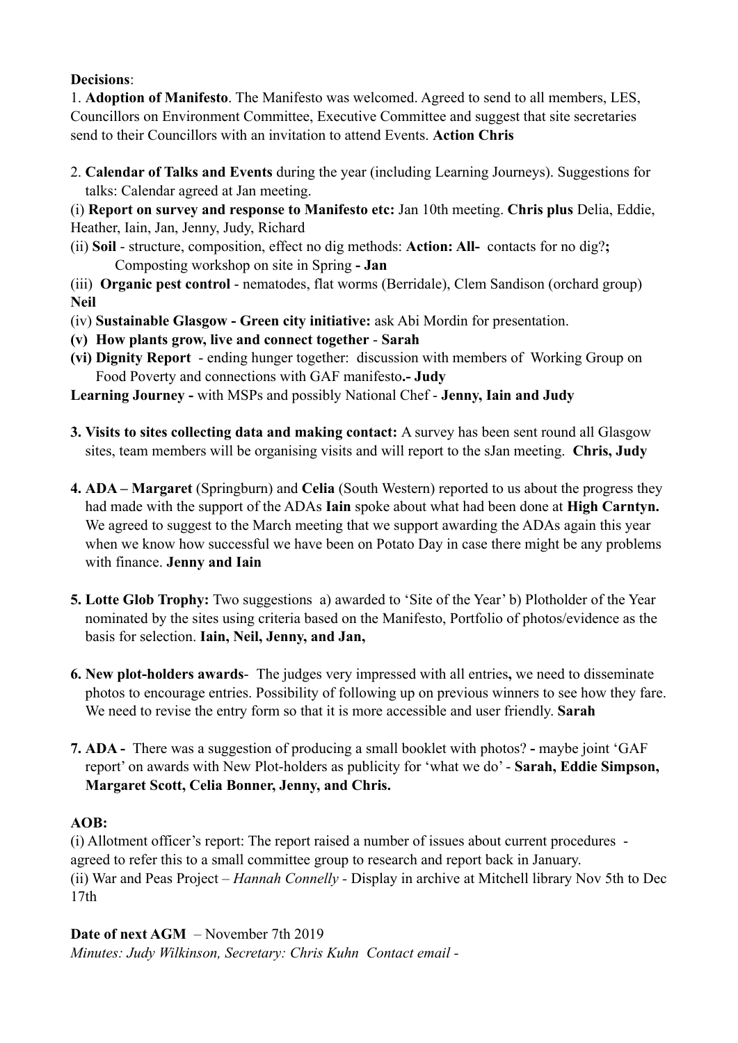**Decisions**:

1. **Adoption of Manifesto**. The Manifesto was welcomed. Agreed to send to all members, LES, Councillors on Environment Committee, Executive Committee and suggest that site secretaries send to their Councillors with an invitation to attend Events. **Action Chris**

2. **Calendar of Talks and Events** during the year (including Learning Journeys). Suggestions for talks: Calendar agreed at Jan meeting.

(i) **Report on survey and response to Manifesto etc:** Jan 10th meeting. **Chris plus** Delia, Eddie, Heather, Iain, Jan, Jenny, Judy, Richard

(ii) **Soil** - structure, composition, effect no dig methods: **Action: All-** contacts for no dig?**;** Composting workshop on site in Spring **- Jan**

(iii) **Organic pest control** - nematodes, flat worms (Berridale), Clem Sandison (orchard group) **Neil**

(iv) **Sustainable Glasgow - Green city initiative:** ask Abi Mordin for presentation.

**(v) How plants grow, live and connect together** - **Sarah**

**(vi) Dignity Report** - ending hunger together: discussion with members of Working Group on Food Poverty and connections with GAF manifesto**.- Judy**

**Learning Journey -** with MSPs and possibly National Chef - **Jenny, Iain and Judy**

3. **Visits to sites collecting data and making contact:** A survey has been sent round all Glasgow sites, team members will be organising visits and will report to the sJan meeting. **Chris, Judy**

4. **ADA – Margaret** (Springburn) and **Celia** (South Western) reported to us about the progress they had made with the support of the ADAs **Iain** spoke about what had been done at **High Carntyn.** We agreed to suggest to the March meeting that we support awarding the ADAs again this year when we know how successful we have been on Potato Day in case there might be any problems with finance. **Jenny and Iain**

5. **Lotte Glob Trophy:** Two suggestions a) awarded to 'Site of the Year' b) Plotholder of the Year nominated by the sites using criteria based on the Manifesto, Portfolio of photos/evidence as the basis for selection. **Iain, Neil, Jenny, and Jan,**

6. **New plot-holders awards**- The judges very impressed with all entries**,** we need to disseminate photos to encourage entries. Possibility of following up on previous winners to see how they fare. We need to revise the entry form so that it is more accessible and user friendly. **Sarah**

7. **ADA -** There was a suggestion of producing a small booklet with photos? **-** maybe joint 'GAF report' on awards with New Plot-holders as publicity for 'what we do' - **Sarah, Eddie Simpson, Margaret Scott, Celia Bonner, Jenny, and Chris.**

**AOB:**

(i) Allotment officer's report: The report raised a number of issues about current procedures - agreed to refer this to a small committee group to research and report back in January.

(ii) War and Peas Project – *Hannah Connelly* - Display in archive at Mitchell library Nov 5th to Dec 17th

**Date of next AGM** – November 7th 2019

*Minutes: Judy Wilkinson, Secretary: Chris Kuhn Contact email -*